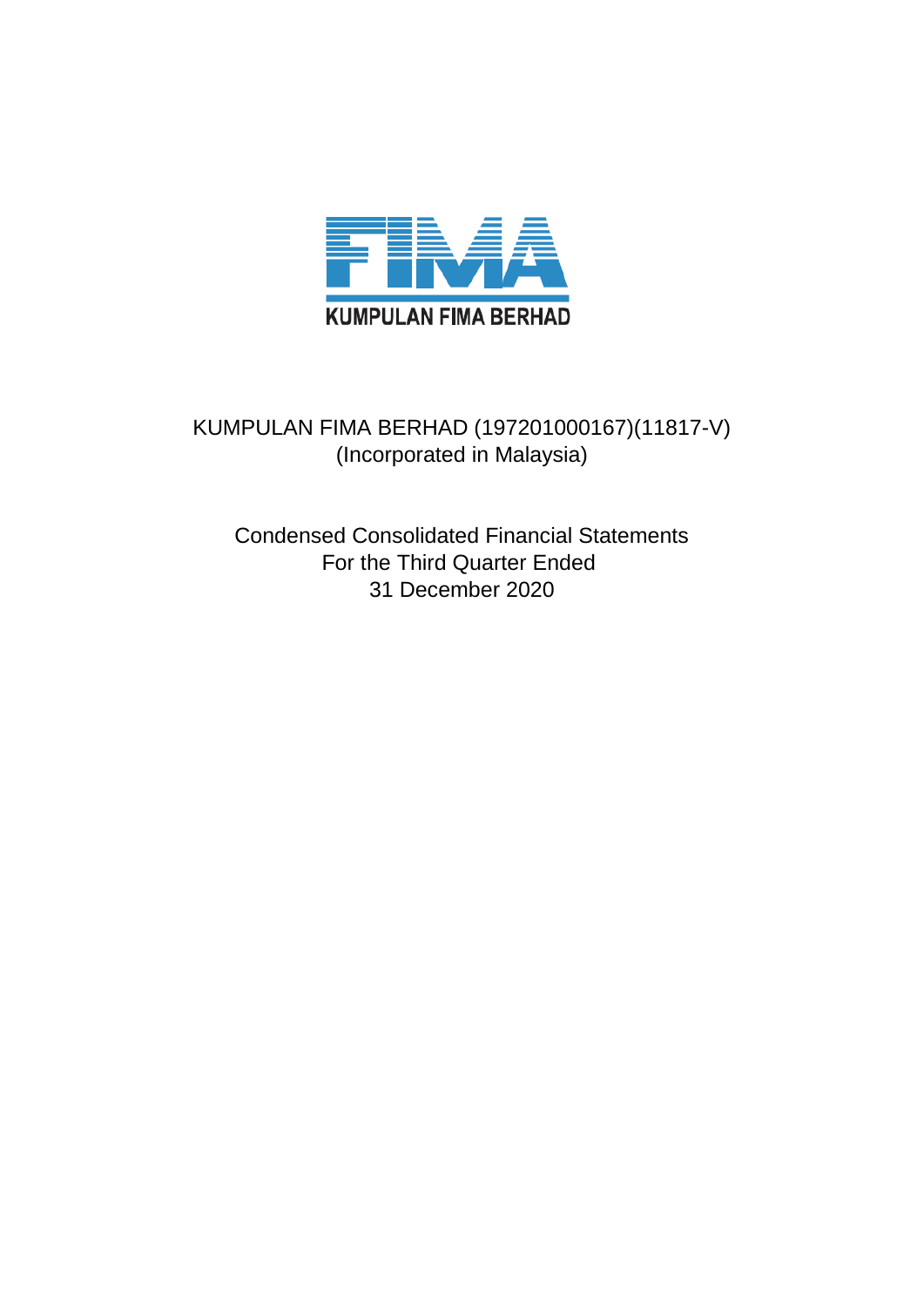KUMPULAN FIMA BERHAD

KUMPULAN FIMA BERHAD (197201000167)(11817-V)
(Incorporated in Malaysia)

Condensed Consolidated Financial Statements
For the Third Quarter Ended
31 December 2020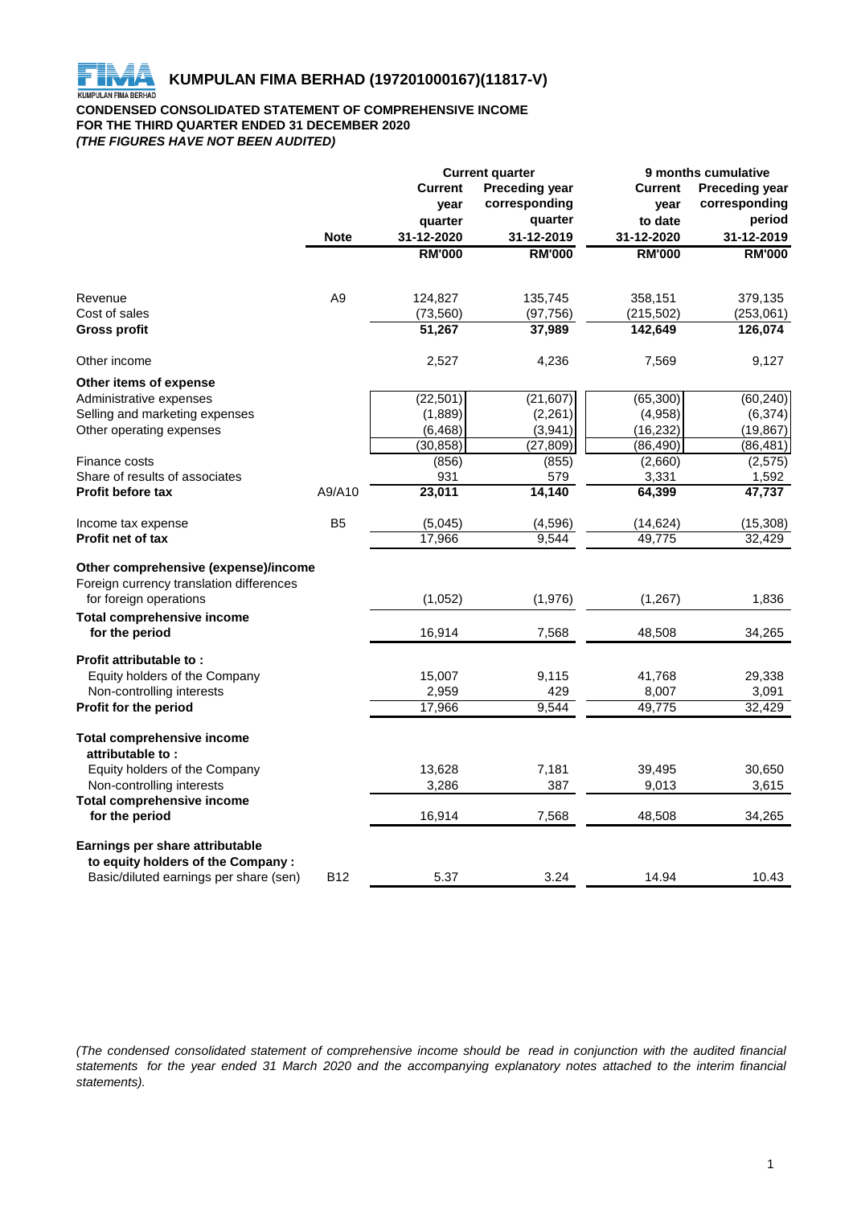# KUMPULAN FIMA BERHAD (197201000167)(11817-V)

**CONDENSED CONSOLIDATED STATEMENT OF COMPREHENSIVE INCOME**
**FOR THE THIRD QUARTER ENDED 31 DECEMBER 2020**
***(THE FIGURES HAVE NOT BEEN AUDITED)***

| | | Current quarter | | 9 months cumulative | |
|---|---|---|---|---|---|
| | Note | Current year quarter 31-12-2020 | Preceding year corresponding quarter 31-12-2019 | Current year to date 31-12-2020 | Preceding year corresponding period 31-12-2019 |
| | | RM'000 | RM'000 | RM'000 | RM'000 |
| Revenue | A9 | 124,827 | 135,745 | 358,151 | 379,135 |
| Cost of sales | | (73,560) | (97,756) | (215,502) | (253,061) |
| **Gross profit** | | **51,267** | **37,989** | **142,649** | **126,074** |
| Other income | | 2,527 | 4,236 | 7,569 | 9,127 |
| **Other items of expense** | | | | | |
| Administrative expenses | | (22,501) | (21,607) | (65,300) | (60,240) |
| Selling and marketing expenses | | (1,889) | (2,261) | (4,958) | (6,374) |
| Other operating expenses | | (6,468) | (3,941) | (16,232) | (19,867) |
| | | (30,858) | (27,809) | (86,490) | (86,481) |
| Finance costs | | (856) | (855) | (2,660) | (2,575) |
| Share of results of associates | | 931 | 579 | 3,331 | 1,592 |
| **Profit before tax** | A9/A10 | **23,011** | **14,140** | **64,399** | **47,737** |
| Income tax expense | B5 | (5,045) | (4,596) | (14,624) | (15,308) |
| **Profit net of tax** | | 17,966 | 9,544 | 49,775 | 32,429 |
| **Other comprehensive (expense)/income** | | | | | |
| Foreign currency translation differences for foreign operations | | (1,052) | (1,976) | (1,267) | 1,836 |
| **Total comprehensive income for the period** | | 16,914 | 7,568 | 48,508 | 34,265 |
| **Profit attributable to :** | | | | | |
| Equity holders of the Company | | 15,007 | 9,115 | 41,768 | 29,338 |
| Non-controlling interests | | 2,959 | 429 | 8,007 | 3,091 |
| **Profit for the period** | | 17,966 | 9,544 | 49,775 | 32,429 |
| **Total comprehensive income attributable to :** | | | | | |
| Equity holders of the Company | | 13,628 | 7,181 | 39,495 | 30,650 |
| Non-controlling interests | | 3,286 | 387 | 9,013 | 3,615 |
| **Total comprehensive income for the period** | | 16,914 | 7,568 | 48,508 | 34,265 |
| **Earnings per share attributable to equity holders of the Company :** | | | | | |
| Basic/diluted earnings per share (sen) | B12 | 5.37 | 3.24 | 14.94 | 10.43 |

*(The condensed consolidated statement of comprehensive income should be read in conjunction with the audited financial statements for the year ended 31 March 2020 and the accompanying explanatory notes attached to the interim financial statements).*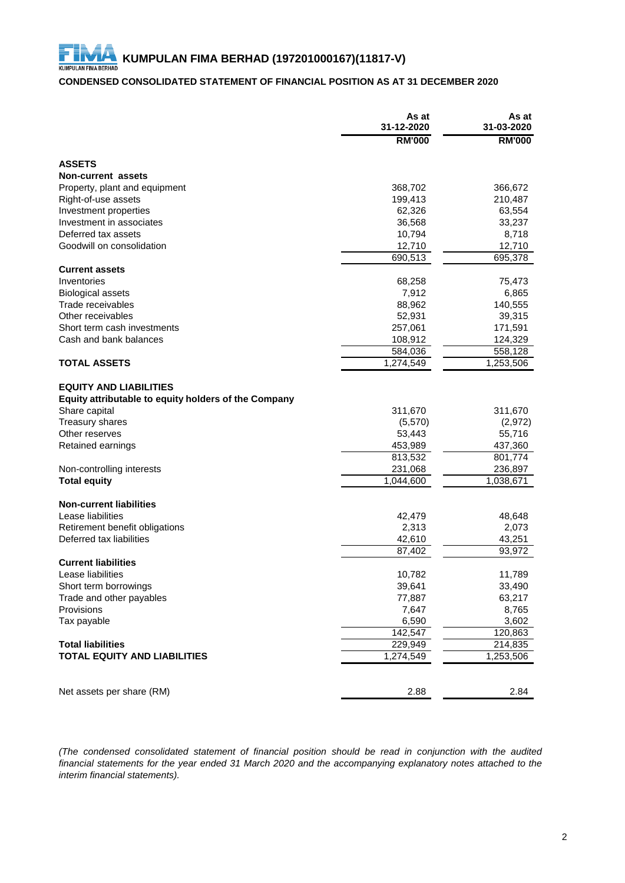# KUMPULAN FIMA BERHAD (197201000167)(11817-V)

## CONDENSED CONSOLIDATED STATEMENT OF FINANCIAL POSITION AS AT 31 DECEMBER 2020

| | As at 31-12-2020 RM'000 | As at 31-03-2020 RM'000 |
|---|---|---|
| **ASSETS** | | |
| **Non-current assets** | | |
| Property, plant and equipment | 368,702 | 366,672 |
| Right-of-use assets | 199,413 | 210,487 |
| Investment properties | 62,326 | 63,554 |
| Investment in associates | 36,568 | 33,237 |
| Deferred tax assets | 10,794 | 8,718 |
| Goodwill on consolidation | 12,710 | 12,710 |
| | 690,513 | 695,378 |
| **Current assets** | | |
| Inventories | 68,258 | 75,473 |
| Biological assets | 7,912 | 6,865 |
| Trade receivables | 88,962 | 140,555 |
| Other receivables | 52,931 | 39,315 |
| Short term cash investments | 257,061 | 171,591 |
| Cash and bank balances | 108,912 | 124,329 |
| | 584,036 | 558,128 |
| **TOTAL ASSETS** | 1,274,549 | 1,253,506 |
| | | |
| **EQUITY AND LIABILITIES** | | |
| **Equity attributable to equity holders of the Company** | | |
| Share capital | 311,670 | 311,670 |
| Treasury shares | (5,570) | (2,972) |
| Other reserves | 53,443 | 55,716 |
| Retained earnings | 453,989 | 437,360 |
| | 813,532 | 801,774 |
| Non-controlling interests | 231,068 | 236,897 |
| **Total equity** | 1,044,600 | 1,038,671 |
| | | |
| **Non-current liabilities** | | |
| Lease liabilities | 42,479 | 48,648 |
| Retirement benefit obligations | 2,313 | 2,073 |
| Deferred tax liabilities | 42,610 | 43,251 |
| | 87,402 | 93,972 |
| **Current liabilities** | | |
| Lease liabilities | 10,782 | 11,789 |
| Short term borrowings | 39,641 | 33,490 |
| Trade and other payables | 77,887 | 63,217 |
| Provisions | 7,647 | 8,765 |
| Tax payable | 6,590 | 3,602 |
| | 142,547 | 120,863 |
| **Total liabilities** | 229,949 | 214,835 |
| **TOTAL EQUITY AND LIABILITIES** | 1,274,549 | 1,253,506 |
| | | |
| Net assets per share (RM) | 2.88 | 2.84 |

*(The condensed consolidated statement of financial position should be read in conjunction with the audited financial statements for the year ended 31 March 2020 and the accompanying explanatory notes attached to the interim financial statements).*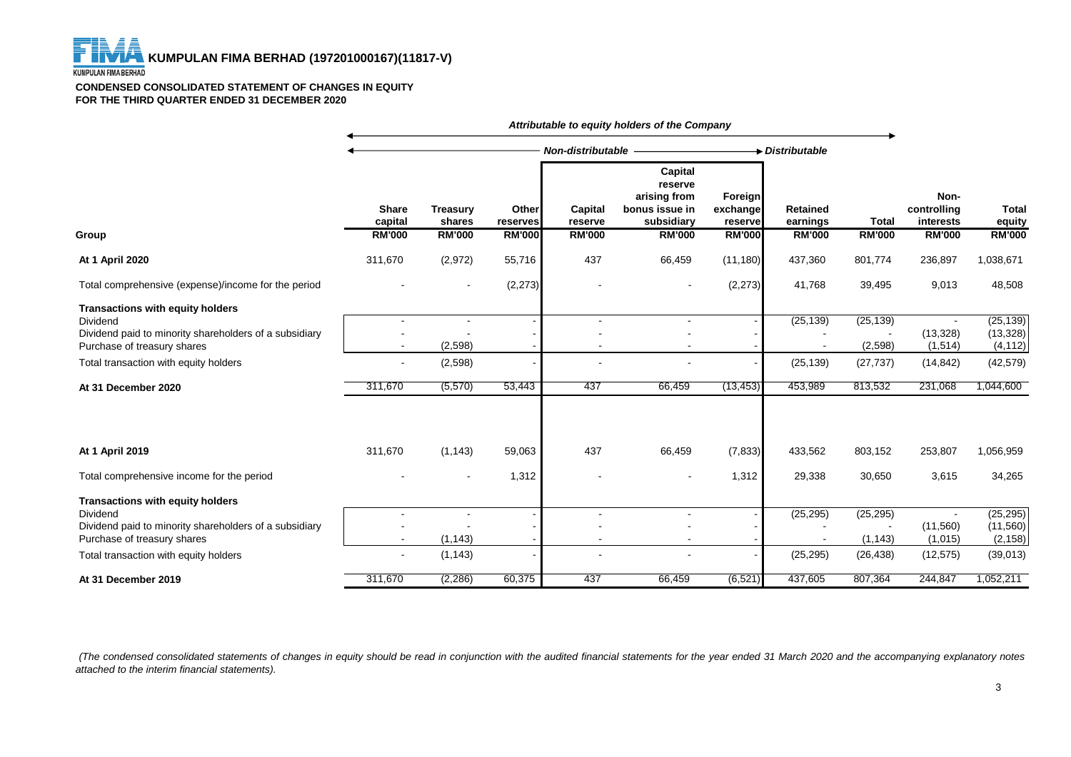**KUMPULAN FIMA BERHAD (197201000167)(11817-V)**

**CONDENSED CONSOLIDATED STATEMENT OF CHANGES IN EQUITY**
**FOR THE THIRD QUARTER ENDED 31 DECEMBER 2020**

| | *Attributable to equity holders of the Company* | | | | | | | | | |
|---|---|---|---|---|---|---|---|---|---|---|
| | *Non-distributable* | | | | | | *Distributable* | | | |
| **Group** | **Share capital RM'000** | **Treasury shares RM'000** | **Other reserves RM'000** | **Capital reserve RM'000** | **Capital reserve arising from bonus issue in subsidiary RM'000** | **Foreign exchange reserve RM'000** | **Retained earnings RM'000** | **Total RM'000** | **Non-controlling interests RM'000** | **Total equity RM'000** |
| **At 1 April 2020** | 311,670 | (2,972) | 55,716 | 437 | 66,459 | (11,180) | 437,360 | 801,774 | 236,897 | 1,038,671 |
| Total comprehensive (expense)/income for the period | - | - | (2,273) | - | - | (2,273) | 41,768 | 39,495 | 9,013 | 48,508 |
| **Transactions with equity holders** | | | | | | | | | | |
| Dividend | - | - | - | - | - | - | (25,139) | (25,139) | - | (25,139) |
| Dividend paid to minority shareholders of a subsidiary | - | - | - | - | - | - | - | - | (13,328) | (13,328) |
| Purchase of treasury shares | - | (2,598) | - | - | - | - | - | (2,598) | (1,514) | (4,112) |
| Total transaction with equity holders | - | (2,598) | - | - | - | - | (25,139) | (27,737) | (14,842) | (42,579) |
| **At 31 December 2020** | 311,670 | (5,570) | 53,443 | 437 | 66,459 | (13,453) | 453,989 | 813,532 | 231,068 | 1,044,600 |
| | | | | | | | | | | |
| **At 1 April 2019** | 311,670 | (1,143) | 59,063 | 437 | 66,459 | (7,833) | 433,562 | 803,152 | 253,807 | 1,056,959 |
| Total comprehensive income for the period | - | - | 1,312 | - | - | 1,312 | 29,338 | 30,650 | 3,615 | 34,265 |
| **Transactions with equity holders** | | | | | | | | | | |
| Dividend | - | - | - | - | - | - | (25,295) | (25,295) | - | (25,295) |
| Dividend paid to minority shareholders of a subsidiary | - | - | - | - | - | - | - | - | (11,560) | (11,560) |
| Purchase of treasury shares | - | (1,143) | - | - | - | - | - | (1,143) | (1,015) | (2,158) |
| Total transaction with equity holders | - | (1,143) | - | - | - | - | (25,295) | (26,438) | (12,575) | (39,013) |
| **At 31 December 2019** | 311,670 | (2,286) | 60,375 | 437 | 66,459 | (6,521) | 437,605 | 807,364 | 244,847 | 1,052,211 |

*(The condensed consolidated statements of changes in equity should be read in conjunction with the audited financial statements for the year ended 31 March 2020 and the accompanying explanatory notes attached to the interim financial statements).*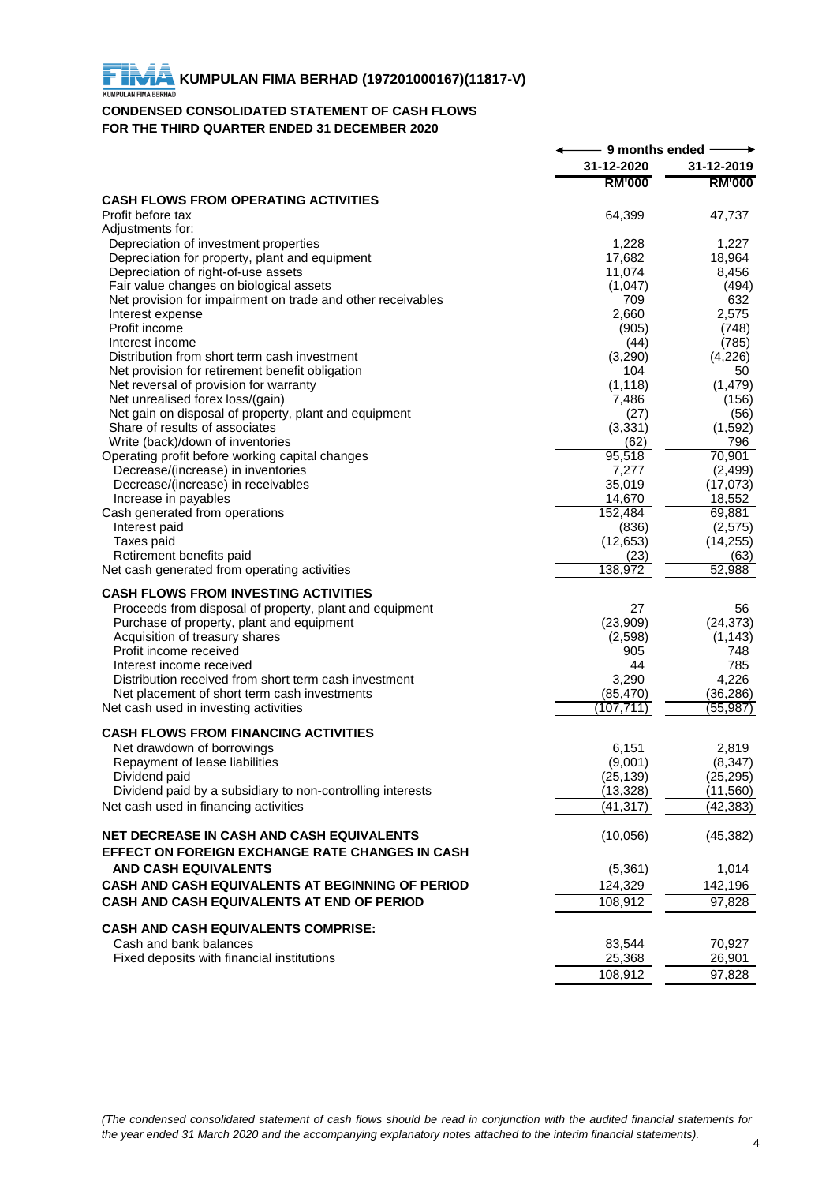# KUMPULAN FIMA BERHAD (197201000167)(11817-V)

## CONDENSED CONSOLIDATED STATEMENT OF CASH FLOWS
## FOR THE THIRD QUARTER ENDED 31 DECEMBER 2020

| | 9 months ended | |
|---|---|---|
| | 31-12-2020 | 31-12-2019 |
| | RM'000 | RM'000 |
| **CASH FLOWS FROM OPERATING ACTIVITIES** | | |
| Profit before tax | 64,399 | 47,737 |
| Adjustments for: | | |
| Depreciation of investment properties | 1,228 | 1,227 |
| Depreciation for property, plant and equipment | 17,682 | 18,964 |
| Depreciation of right-of-use assets | 11,074 | 8,456 |
| Fair value changes on biological assets | (1,047) | (494) |
| Net provision for impairment on trade and other receivables | 709 | 632 |
| Interest expense | 2,660 | 2,575 |
| Profit income | (905) | (748) |
| Interest income | (44) | (785) |
| Distribution from short term cash investment | (3,290) | (4,226) |
| Net provision for retirement benefit obligation | 104 | 50 |
| Net reversal of provision for warranty | (1,118) | (1,479) |
| Net unrealised forex loss/(gain) | 7,486 | (156) |
| Net gain on disposal of property, plant and equipment | (27) | (56) |
| Share of results of associates | (3,331) | (1,592) |
| Write (back)/down of inventories | (62) | 796 |
| Operating profit before working capital changes | 95,518 | 70,901 |
| Decrease/(increase) in inventories | 7,277 | (2,499) |
| Decrease/(increase) in receivables | 35,019 | (17,073) |
| Increase in payables | 14,670 | 18,552 |
| Cash generated from operations | 152,484 | 69,881 |
| Interest paid | (836) | (2,575) |
| Taxes paid | (12,653) | (14,255) |
| Retirement benefits paid | (23) | (63) |
| Net cash generated from operating activities | 138,972 | 52,988 |
| **CASH FLOWS FROM INVESTING ACTIVITIES** | | |
| Proceeds from disposal of property, plant and equipment | 27 | 56 |
| Purchase of property, plant and equipment | (23,909) | (24,373) |
| Acquisition of treasury shares | (2,598) | (1,143) |
| Profit income received | 905 | 748 |
| Interest income received | 44 | 785 |
| Distribution received from short term cash investment | 3,290 | 4,226 |
| Net placement of short term cash investments | (85,470) | (36,286) |
| Net cash used in investing activities | (107,711) | (55,987) |
| **CASH FLOWS FROM FINANCING ACTIVITIES** | | |
| Net drawdown of borrowings | 6,151 | 2,819 |
| Repayment of lease liabilities | (9,001) | (8,347) |
| Dividend paid | (25,139) | (25,295) |
| Dividend paid by a subsidiary to non-controlling interests | (13,328) | (11,560) |
| Net cash used in financing activities | (41,317) | (42,383) |
| **NET DECREASE IN CASH AND CASH EQUIVALENTS** | (10,056) | (45,382) |
| **EFFECT ON FOREIGN EXCHANGE RATE CHANGES IN CASH AND CASH EQUIVALENTS** | (5,361) | 1,014 |
| **CASH AND CASH EQUIVALENTS AT BEGINNING OF PERIOD** | 124,329 | 142,196 |
| **CASH AND CASH EQUIVALENTS AT END OF PERIOD** | 108,912 | 97,828 |
| **CASH AND CASH EQUIVALENTS COMPRISE:** | | |
| Cash and bank balances | 83,544 | 70,927 |
| Fixed deposits with financial institutions | 25,368 | 26,901 |
| | 108,912 | 97,828 |

*(The condensed consolidated statement of cash flows should be read in conjunction with the audited financial statements for the year ended 31 March 2020 and the accompanying explanatory notes attached to the interim financial statements).*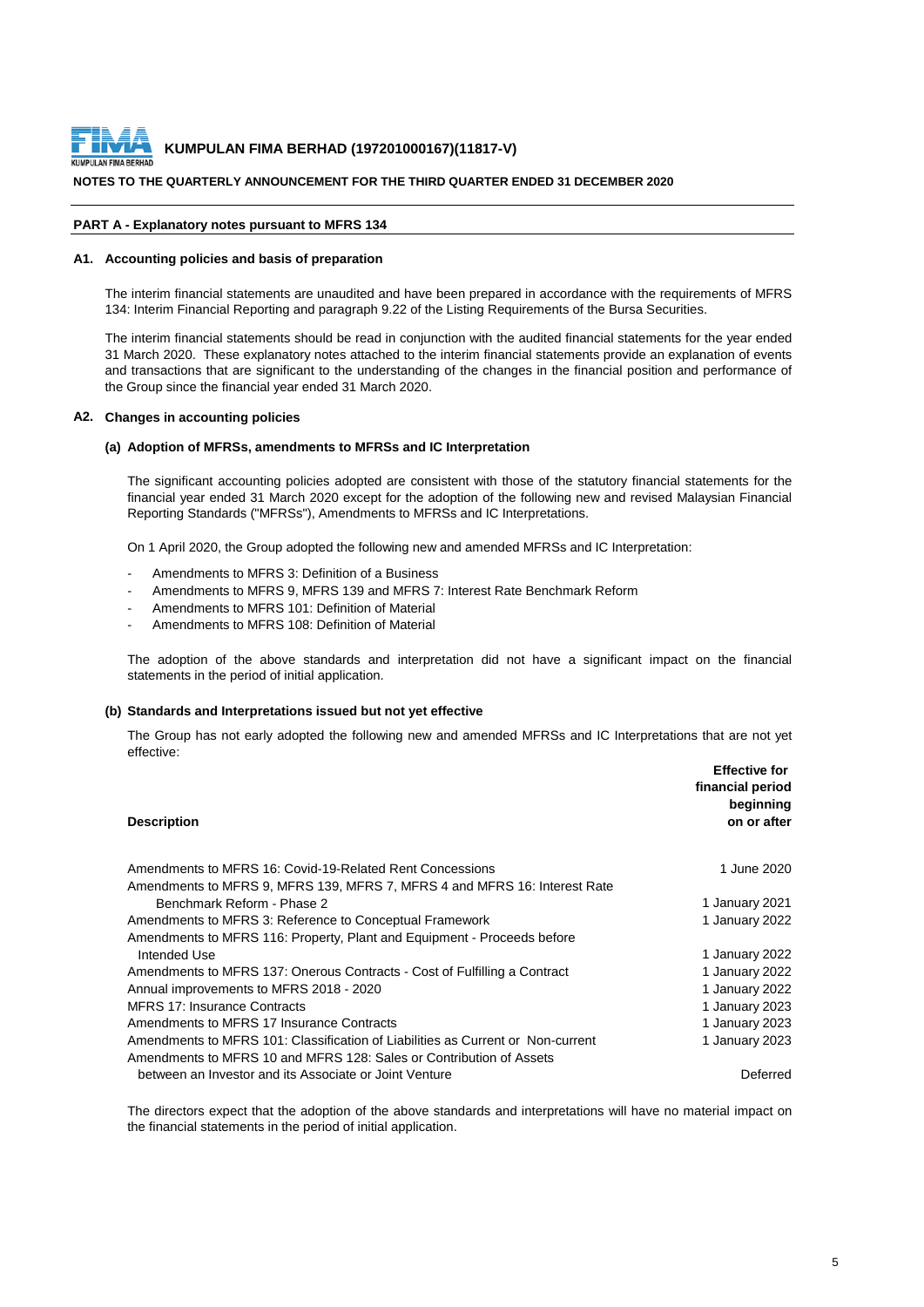**KUMPULAN FIMA BERHAD (197201000167)(11817-V)**

**NOTES TO THE QUARTERLY ANNOUNCEMENT FOR THE THIRD QUARTER ENDED 31 DECEMBER 2020**

## PART A - Explanatory notes pursuant to MFRS 134

### A1. Accounting policies and basis of preparation

The interim financial statements are unaudited and have been prepared in accordance with the requirements of MFRS 134: Interim Financial Reporting and paragraph 9.22 of the Listing Requirements of the Bursa Securities.

The interim financial statements should be read in conjunction with the audited financial statements for the year ended 31 March 2020. These explanatory notes attached to the interim financial statements provide an explanation of events and transactions that are significant to the understanding of the changes in the financial position and performance of the Group since the financial year ended 31 March 2020.

### A2. Changes in accounting policies

#### (a) Adoption of MFRSs, amendments to MFRSs and IC Interpretation

The significant accounting policies adopted are consistent with those of the statutory financial statements for the financial year ended 31 March 2020 except for the adoption of the following new and revised Malaysian Financial Reporting Standards ("MFRSs"), Amendments to MFRSs and IC Interpretations.

On 1 April 2020, the Group adopted the following new and amended MFRSs and IC Interpretation:

- Amendments to MFRS 3: Definition of a Business
- Amendments to MFRS 9, MFRS 139 and MFRS 7: Interest Rate Benchmark Reform
- Amendments to MFRS 101: Definition of Material
- Amendments to MFRS 108: Definition of Material

The adoption of the above standards and interpretation did not have a significant impact on the financial statements in the period of initial application.

#### (b) Standards and Interpretations issued but not yet effective

The Group has not early adopted the following new and amended MFRSs and IC Interpretations that are not yet effective:

| Description | Effective for financial period beginning on or after |
|---|---|
| Amendments to MFRS 16: Covid-19-Related Rent Concessions | 1 June 2020 |
| Amendments to MFRS 9, MFRS 139, MFRS 7, MFRS 4 and MFRS 16: Interest Rate Benchmark Reform - Phase 2 | 1 January 2021 |
| Amendments to MFRS 3: Reference to Conceptual Framework | 1 January 2022 |
| Amendments to MFRS 116: Property, Plant and Equipment - Proceeds before Intended Use | 1 January 2022 |
| Amendments to MFRS 137: Onerous Contracts - Cost of Fulfilling a Contract | 1 January 2022 |
| Annual improvements to MFRS 2018 - 2020 | 1 January 2022 |
| MFRS 17: Insurance Contracts | 1 January 2023 |
| Amendments to MFRS 17 Insurance Contracts | 1 January 2023 |
| Amendments to MFRS 101: Classification of Liabilities as Current or Non-current | 1 January 2023 |
| Amendments to MFRS 10 and MFRS 128: Sales or Contribution of Assets between an Investor and its Associate or Joint Venture | Deferred |

The directors expect that the adoption of the above standards and interpretations will have no material impact on the financial statements in the period of initial application.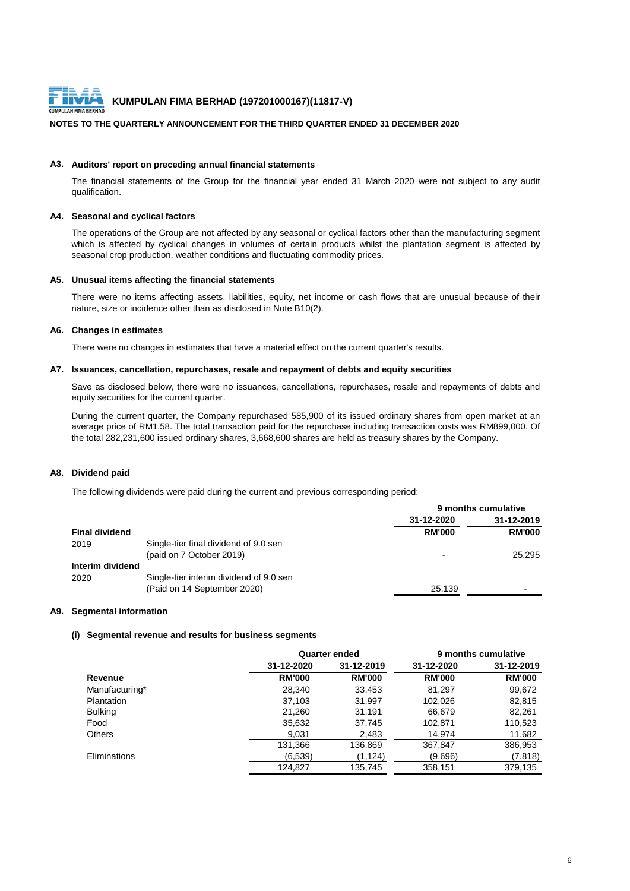**KUMPULAN FIMA BERHAD (197201000167)(11817-V)**

**NOTES TO THE QUARTERLY ANNOUNCEMENT FOR THE THIRD QUARTER ENDED 31 DECEMBER 2020**

### A3. Auditors' report on preceding annual financial statements

The financial statements of the Group for the financial year ended 31 March 2020 were not subject to any audit qualification.

### A4. Seasonal and cyclical factors

The operations of the Group are not affected by any seasonal or cyclical factors other than the manufacturing segment which is affected by cyclical changes in volumes of certain products whilst the plantation segment is affected by seasonal crop production, weather conditions and fluctuating commodity prices.

### A5. Unusual items affecting the financial statements

There were no items affecting assets, liabilities, equity, net income or cash flows that are unusual because of their nature, size or incidence other than as disclosed in Note B10(2).

### A6. Changes in estimates

There were no changes in estimates that have a material effect on the current quarter's results.

### A7. Issuances, cancellation, repurchases, resale and repayment of debts and equity securities

Save as disclosed below, there were no issuances, cancellations, repurchases, resale and repayments of debts and equity securities for the current quarter.

During the current quarter, the Company repurchased 585,900 of its issued ordinary shares from open market at an average price of RM1.58. The total transaction paid for the repurchase including transaction costs was RM899,000. Of the total 282,231,600 issued ordinary shares, 3,668,600 shares are held as treasury shares by the Company.

### A8. Dividend paid

The following dividends were paid during the current and previous corresponding period:

| | | 9 months cumulative | |
|---|---|---|---|
| | | 31-12-2020 | 31-12-2019 |
| **Final dividend** | | **RM'000** | **RM'000** |
| 2019 | Single-tier final dividend of 9.0 sen (paid on 7 October 2019) | - | 25,295 |
| **Interim dividend** | | | |
| 2020 | Single-tier interim dividend of 9.0 sen (Paid on 14 September 2020) | 25,139 | - |

### A9. Segmental information

#### (i) Segmental revenue and results for business segments

| | Quarter ended | | 9 months cumulative | |
|---|---|---|---|---|
| | 31-12-2020 | 31-12-2019 | 31-12-2020 | 31-12-2019 |
| **Revenue** | **RM'000** | **RM'000** | **RM'000** | **RM'000** |
| Manufacturing* | 28,340 | 33,453 | 81,297 | 99,672 |
| Plantation | 37,103 | 31,997 | 102,026 | 82,815 |
| Bulking | 21,260 | 31,191 | 66,679 | 82,261 |
| Food | 35,632 | 37,745 | 102,871 | 110,523 |
| Others | 9,031 | 2,483 | 14,974 | 11,682 |
| | 131,366 | 136,869 | 367,847 | 386,953 |
| Eliminations | (6,539) | (1,124) | (9,696) | (7,818) |
| | 124,827 | 135,745 | 358,151 | 379,135 |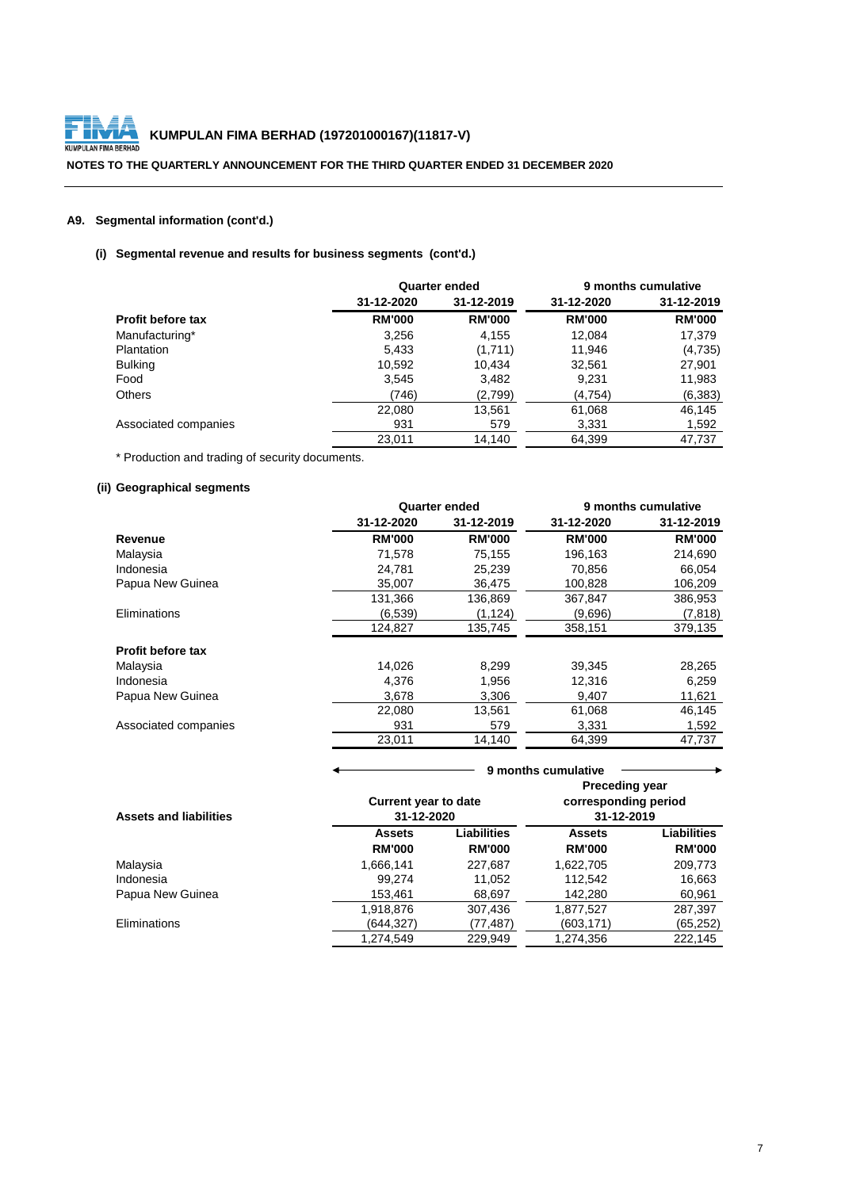**KUMPULAN FIMA BERHAD (197201000167)(11817-V)**

**NOTES TO THE QUARTERLY ANNOUNCEMENT FOR THE THIRD QUARTER ENDED 31 DECEMBER 2020**

### A9. Segmental information (cont'd.)

#### (i) Segmental revenue and results for business segments (cont'd.)

| | Quarter ended | | 9 months cumulative | |
|---|---|---|---|---|
| | 31-12-2020 | 31-12-2019 | 31-12-2020 | 31-12-2019 |
| **Profit before tax** | **RM'000** | **RM'000** | **RM'000** | **RM'000** |
| Manufacturing* | 3,256 | 4,155 | 12,084 | 17,379 |
| Plantation | 5,433 | (1,711) | 11,946 | (4,735) |
| Bulking | 10,592 | 10,434 | 32,561 | 27,901 |
| Food | 3,545 | 3,482 | 9,231 | 11,983 |
| Others | (746) | (2,799) | (4,754) | (6,383) |
| | 22,080 | 13,561 | 61,068 | 46,145 |
| Associated companies | 931 | 579 | 3,331 | 1,592 |
| | 23,011 | 14,140 | 64,399 | 47,737 |

* Production and trading of security documents.

#### (ii) Geographical segments

| | Quarter ended | | 9 months cumulative | |
|---|---|---|---|---|
| | 31-12-2020 | 31-12-2019 | 31-12-2020 | 31-12-2019 |
| **Revenue** | **RM'000** | **RM'000** | **RM'000** | **RM'000** |
| Malaysia | 71,578 | 75,155 | 196,163 | 214,690 |
| Indonesia | 24,781 | 25,239 | 70,856 | 66,054 |
| Papua New Guinea | 35,007 | 36,475 | 100,828 | 106,209 |
| | 131,366 | 136,869 | 367,847 | 386,953 |
| Eliminations | (6,539) | (1,124) | (9,696) | (7,818) |
| | 124,827 | 135,745 | 358,151 | 379,135 |
| **Profit before tax** | | | | |
| Malaysia | 14,026 | 8,299 | 39,345 | 28,265 |
| Indonesia | 4,376 | 1,956 | 12,316 | 6,259 |
| Papua New Guinea | 3,678 | 3,306 | 9,407 | 11,621 |
| | 22,080 | 13,561 | 61,068 | 46,145 |
| Associated companies | 931 | 579 | 3,331 | 1,592 |
| | 23,011 | 14,140 | 64,399 | 47,737 |

| | 9 months cumulative | | | |
|---|---|---|---|---|
| | Current year to date 31-12-2020 | | Preceding year corresponding period 31-12-2019 | |
| **Assets and liabilities** | **Assets** | **Liabilities** | **Assets** | **Liabilities** |
| | **RM'000** | **RM'000** | **RM'000** | **RM'000** |
| Malaysia | 1,666,141 | 227,687 | 1,622,705 | 209,773 |
| Indonesia | 99,274 | 11,052 | 112,542 | 16,663 |
| Papua New Guinea | 153,461 | 68,697 | 142,280 | 60,961 |
| | 1,918,876 | 307,436 | 1,877,527 | 287,397 |
| Eliminations | (644,327) | (77,487) | (603,171) | (65,252) |
| | 1,274,549 | 229,949 | 1,274,356 | 222,145 |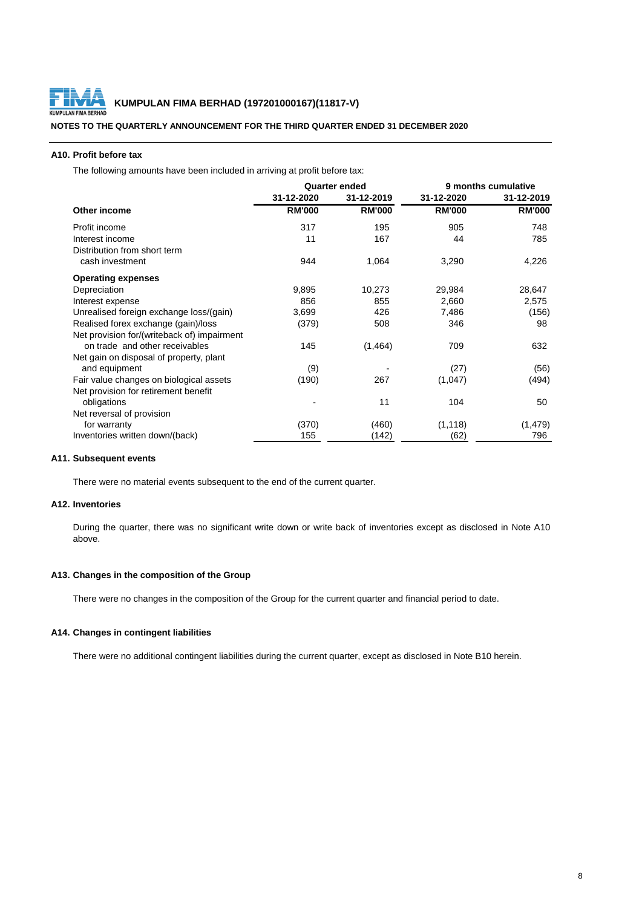## A10. Profit before tax

The following amounts have been included in arriving at profit before tax:

| | Quarter ended | | 9 months cumulative | |
|---|---|---|---|---|
| | 31-12-2020 | 31-12-2019 | 31-12-2020 | 31-12-2019 |
| **Other income** | **RM'000** | **RM'000** | **RM'000** | **RM'000** |
| Profit income | 317 | 195 | 905 | 748 |
| Interest income | 11 | 167 | 44 | 785 |
| Distribution from short term cash investment | 944 | 1,064 | 3,290 | 4,226 |
| **Operating expenses** | | | | |
| Depreciation | 9,895 | 10,273 | 29,984 | 28,647 |
| Interest expense | 856 | 855 | 2,660 | 2,575 |
| Unrealised foreign exchange loss/(gain) | 3,699 | 426 | 7,486 | (156) |
| Realised forex exchange (gain)/loss | (379) | 508 | 346 | 98 |
| Net provision for/(writeback of) impairment on trade and other receivables | 145 | (1,464) | 709 | 632 |
| Net gain on disposal of property, plant and equipment | (9) | - | (27) | (56) |
| Fair value changes on biological assets | (190) | 267 | (1,047) | (494) |
| Net provision for retirement benefit obligations | - | 11 | 104 | 50 |
| Net reversal of provision for warranty | (370) | (460) | (1,118) | (1,479) |
| Inventories written down/(back) | 155 | (142) | (62) | 796 |

## A11. Subsequent events

There were no material events subsequent to the end of the current quarter.

## A12. Inventories

During the quarter, there was no significant write down or write back of inventories except as disclosed in Note A10 above.

## A13. Changes in the composition of the Group

There were no changes in the composition of the Group for the current quarter and financial period to date.

## A14. Changes in contingent liabilities

There were no additional contingent liabilities during the current quarter, except as disclosed in Note B10 herein.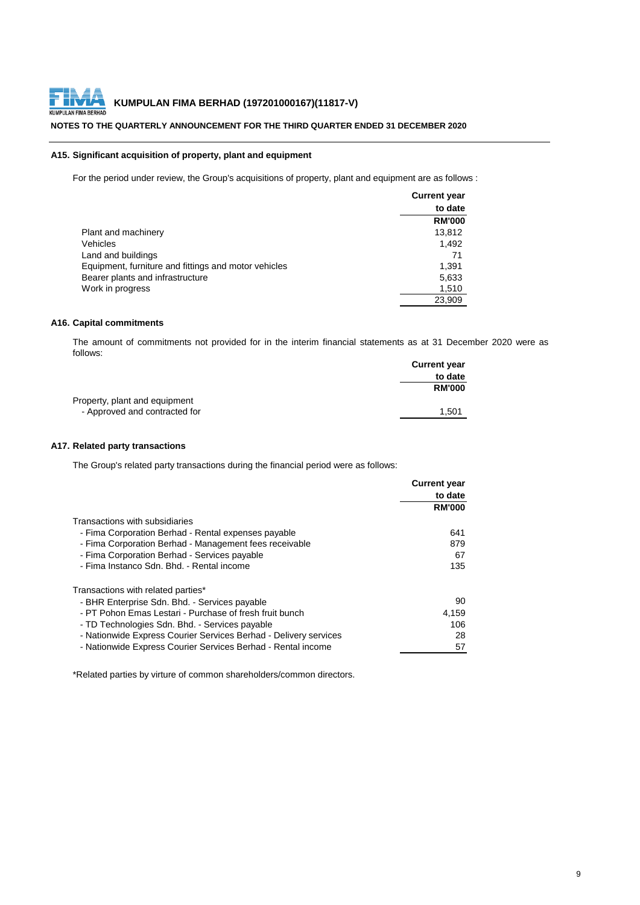**KUMPULAN FIMA BERHAD (197201000167)(11817-V)**

**NOTES TO THE QUARTERLY ANNOUNCEMENT FOR THE THIRD QUARTER ENDED 31 DECEMBER 2020**

### A15. Significant acquisition of property, plant and equipment

For the period under review, the Group's acquisitions of property, plant and equipment are as follows :

| | Current year to date |
|---|---|
| | RM'000 |
| Plant and machinery | 13,812 |
| Vehicles | 1,492 |
| Land and buildings | 71 |
| Equipment, furniture and fittings and motor vehicles | 1,391 |
| Bearer plants and infrastructure | 5,633 |
| Work in progress | 1,510 |
| | 23,909 |

### A16. Capital commitments

The amount of commitments not provided for in the interim financial statements as at 31 December 2020 were as follows:

| | Current year to date |
|---|---|
| | RM'000 |
| Property, plant and equipment | |
| - Approved and contracted for | 1,501 |

### A17. Related party transactions

The Group's related party transactions during the financial period were as follows:

| | Current year to date |
|---|---|
| | RM'000 |
| Transactions with subsidiaries | |
| - Fima Corporation Berhad - Rental expenses payable | 641 |
| - Fima Corporation Berhad - Management fees receivable | 879 |
| - Fima Corporation Berhad - Services payable | 67 |
| - Fima Instanco Sdn. Bhd. - Rental income | 135 |
| | |
| Transactions with related parties* | |
| - BHR Enterprise Sdn. Bhd. - Services payable | 90 |
| - PT Pohon Emas Lestari - Purchase of fresh fruit bunch | 4,159 |
| - TD Technologies Sdn. Bhd. - Services payable | 106 |
| - Nationwide Express Courier Services Berhad - Delivery services | 28 |
| - Nationwide Express Courier Services Berhad - Rental income | 57 |

*Related parties by virture of common shareholders/common directors.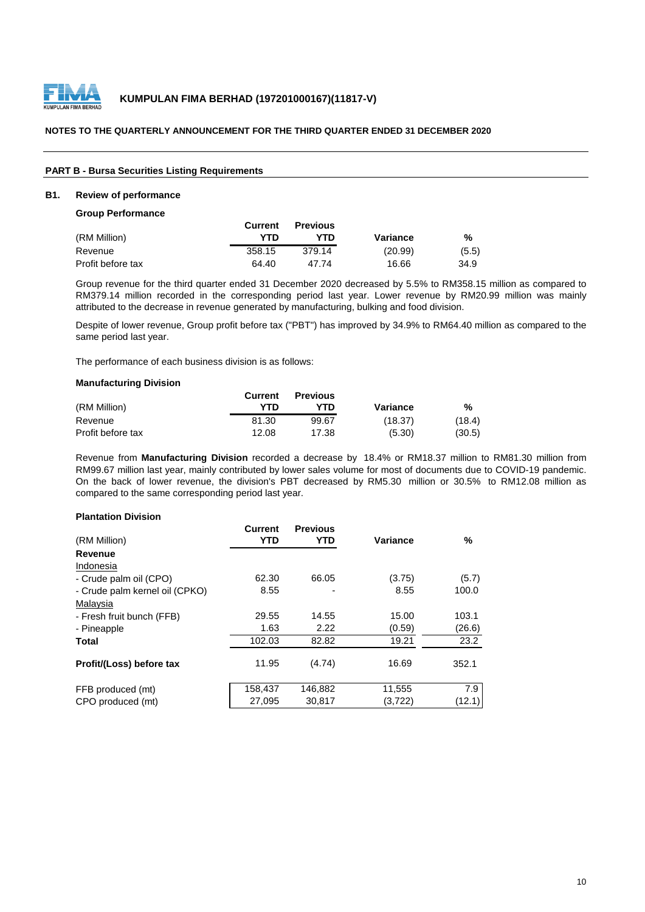**KUMPULAN FIMA BERHAD (197201000167)(11817-V)**

**NOTES TO THE QUARTERLY ANNOUNCEMENT FOR THE THIRD QUARTER ENDED 31 DECEMBER 2020**

**PART B - Bursa Securities Listing Requirements**

**B1. Review of performance**

**Group Performance**

| (RM Million) | Current YTD | Previous YTD | Variance | % |
|---|---|---|---|---|
| Revenue | 358.15 | 379.14 | (20.99) | (5.5) |
| Profit before tax | 64.40 | 47.74 | 16.66 | 34.9 |

Group revenue for the third quarter ended 31 December 2020 decreased by 5.5% to RM358.15 million as compared to RM379.14 million recorded in the corresponding period last year. Lower revenue by RM20.99 million was mainly attributed to the decrease in revenue generated by manufacturing, bulking and food division.

Despite of lower revenue, Group profit before tax ("PBT") has improved by 34.9% to RM64.40 million as compared to the same period last year.

The performance of each business division is as follows:

**Manufacturing Division**

| (RM Million) | Current YTD | Previous YTD | Variance | % |
|---|---|---|---|---|
| Revenue | 81.30 | 99.67 | (18.37) | (18.4) |
| Profit before tax | 12.08 | 17.38 | (5.30) | (30.5) |

Revenue from **Manufacturing Division** recorded a decrease by 18.4% or RM18.37 million to RM81.30 million from RM99.67 million last year, mainly contributed by lower sales volume for most of documents due to COVID-19 pandemic. On the back of lower revenue, the division's PBT decreased by RM5.30 million or 30.5% to RM12.08 million as compared to the same corresponding period last year.

**Plantation Division**

| (RM Million) | Current YTD | Previous YTD | Variance | % |
|---|---|---|---|---|
| **Revenue** | | | | |
| Indonesia | | | | |
| - Crude palm oil (CPO) | 62.30 | 66.05 | (3.75) | (5.7) |
| - Crude palm kernel oil (CPKO) | 8.55 | - | 8.55 | 100.0 |
| Malaysia | | | | |
| - Fresh fruit bunch (FFB) | 29.55 | 14.55 | 15.00 | 103.1 |
| - Pineapple | 1.63 | 2.22 | (0.59) | (26.6) |
| **Total** | 102.03 | 82.82 | 19.21 | 23.2 |
| **Profit/(Loss) before tax** | 11.95 | (4.74) | 16.69 | 352.1 |
| FFB produced (mt) | 158,437 | 146,882 | 11,555 | 7.9 |
| CPO produced (mt) | 27,095 | 30,817 | (3,722) | (12.1) |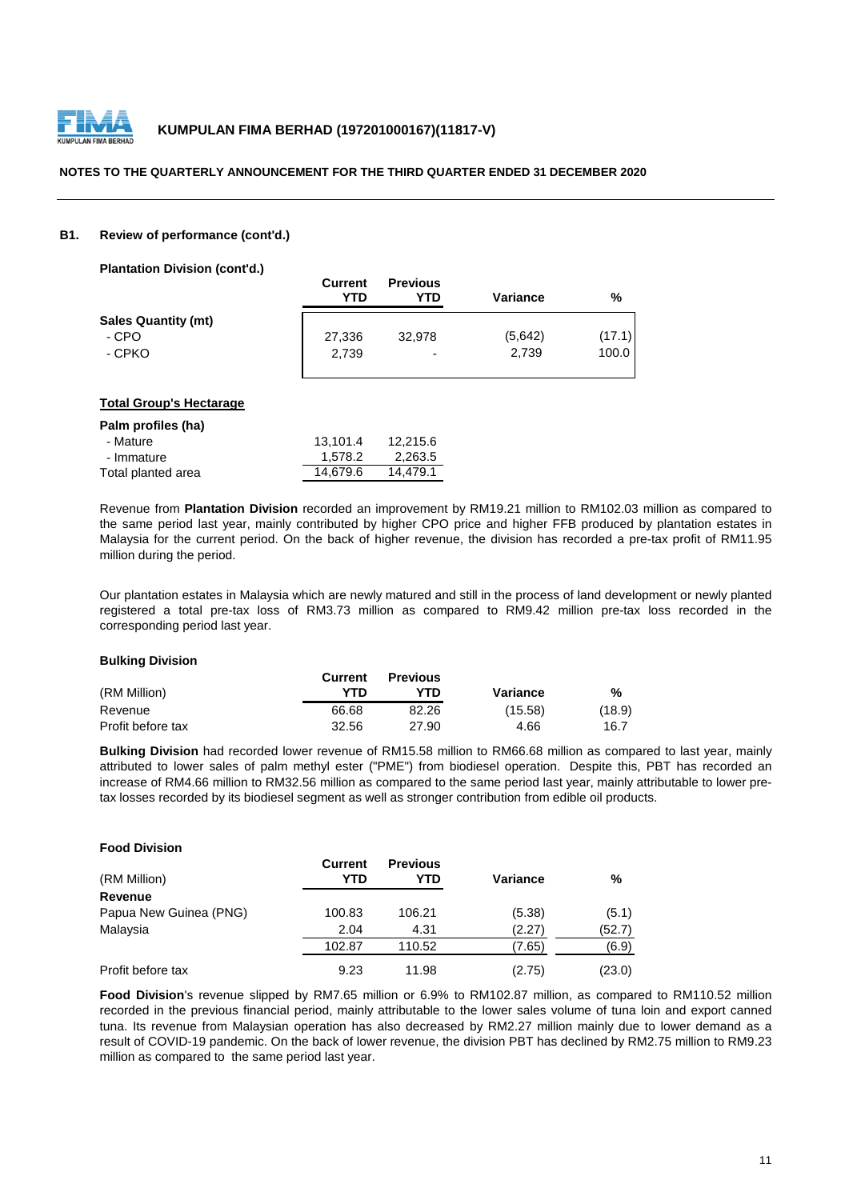**KUMPULAN FIMA BERHAD (197201000167)(11817-V)**

**NOTES TO THE QUARTERLY ANNOUNCEMENT FOR THE THIRD QUARTER ENDED 31 DECEMBER 2020**

**B1. Review of performance (cont'd.)**

**Plantation Division (cont'd.)**

| | Current YTD | Previous YTD | Variance | % |
|---|---|---|---|---|
| **Sales Quantity (mt)** | | | | |
| - CPO | 27,336 | 32,978 | (5,642) | (17.1) |
| - CPKO | 2,739 | - | 2,739 | 100.0 |

**Total Group's Hectarage**

| Palm profiles (ha) | | |
|---|---|---|
| - Mature | 13,101.4 | 12,215.6 |
| - Immature | 1,578.2 | 2,263.5 |
| Total planted area | 14,679.6 | 14,479.1 |

Revenue from **Plantation Division** recorded an improvement by RM19.21 million to RM102.03 million as compared to the same period last year, mainly contributed by higher CPO price and higher FFB produced by plantation estates in Malaysia for the current period. On the back of higher revenue, the division has recorded a pre-tax profit of RM11.95 million during the period.

Our plantation estates in Malaysia which are newly matured and still in the process of land development or newly planted registered a total pre-tax loss of RM3.73 million as compared to RM9.42 million pre-tax loss recorded in the corresponding period last year.

**Bulking Division**

| (RM Million) | Current YTD | Previous YTD | Variance | % |
|---|---|---|---|---|
| Revenue | 66.68 | 82.26 | (15.58) | (18.9) |
| Profit before tax | 32.56 | 27.90 | 4.66 | 16.7 |

**Bulking Division** had recorded lower revenue of RM15.58 million to RM66.68 million as compared to last year, mainly attributed to lower sales of palm methyl ester ("PME") from biodiesel operation. Despite this, PBT has recorded an increase of RM4.66 million to RM32.56 million as compared to the same period last year, mainly attributable to lower pre-tax losses recorded by its biodiesel segment as well as stronger contribution from edible oil products.

**Food Division**

| (RM Million) | Current YTD | Previous YTD | Variance | % |
|---|---|---|---|---|
| **Revenue** | | | | |
| Papua New Guinea (PNG) | 100.83 | 106.21 | (5.38) | (5.1) |
| Malaysia | 2.04 | 4.31 | (2.27) | (52.7) |
| | 102.87 | 110.52 | (7.65) | (6.9) |
| Profit before tax | 9.23 | 11.98 | (2.75) | (23.0) |

**Food Division**'s revenue slipped by RM7.65 million or 6.9% to RM102.87 million, as compared to RM110.52 million recorded in the previous financial period, mainly attributable to the lower sales volume of tuna loin and export canned tuna. Its revenue from Malaysian operation has also decreased by RM2.27 million mainly due to lower demand as a result of COVID-19 pandemic. On the back of lower revenue, the division PBT has declined by RM2.75 million to RM9.23 million as compared to the same period last year.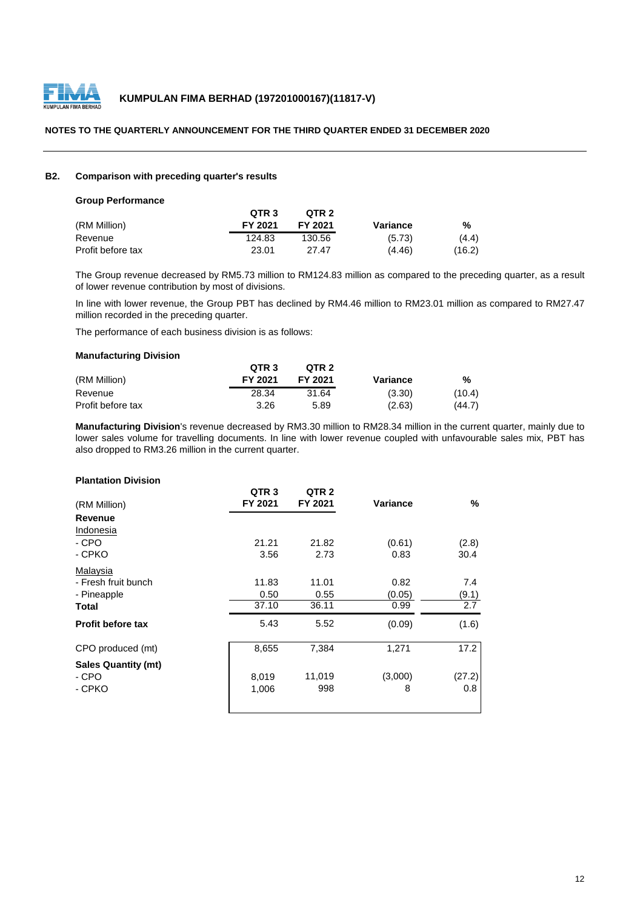**KUMPULAN FIMA BERHAD (197201000167)(11817-V)**

**NOTES TO THE QUARTERLY ANNOUNCEMENT FOR THE THIRD QUARTER ENDED 31 DECEMBER 2020**

## B2. Comparison with preceding quarter's results

**Group Performance**

| (RM Million) | QTR 3 FY 2021 | QTR 2 FY 2021 | Variance | % |
|---|---|---|---|---|
| Revenue | 124.83 | 130.56 | (5.73) | (4.4) |
| Profit before tax | 23.01 | 27.47 | (4.46) | (16.2) |

The Group revenue decreased by RM5.73 million to RM124.83 million as compared to the preceding quarter, as a result of lower revenue contribution by most of divisions.

In line with lower revenue, the Group PBT has declined by RM4.46 million to RM23.01 million as compared to RM27.47 million recorded in the preceding quarter.

The performance of each business division is as follows:

**Manufacturing Division**

| (RM Million) | QTR 3 FY 2021 | QTR 2 FY 2021 | Variance | % |
|---|---|---|---|---|
| Revenue | 28.34 | 31.64 | (3.30) | (10.4) |
| Profit before tax | 3.26 | 5.89 | (2.63) | (44.7) |

**Manufacturing Division**'s revenue decreased by RM3.30 million to RM28.34 million in the current quarter, mainly due to lower sales volume for travelling documents. In line with lower revenue coupled with unfavourable sales mix, PBT has also dropped to RM3.26 million in the current quarter.

**Plantation Division**

| (RM Million) | QTR 3 FY 2021 | QTR 2 FY 2021 | Variance | % |
|---|---|---|---|---|
| **Revenue** | | | | |
| Indonesia | | | | |
| - CPO | 21.21 | 21.82 | (0.61) | (2.8) |
| - CPKO | 3.56 | 2.73 | 0.83 | 30.4 |
| Malaysia | | | | |
| - Fresh fruit bunch | 11.83 | 11.01 | 0.82 | 7.4 |
| - Pineapple | 0.50 | 0.55 | (0.05) | (9.1) |
| **Total** | 37.10 | 36.11 | 0.99 | 2.7 |
| **Profit before tax** | 5.43 | 5.52 | (0.09) | (1.6) |
| CPO produced (mt) | 8,655 | 7,384 | 1,271 | 17.2 |
| **Sales Quantity (mt)** | | | | |
| - CPO | 8,019 | 11,019 | (3,000) | (27.2) |
| - CPKO | 1,006 | 998 | 8 | 0.8 |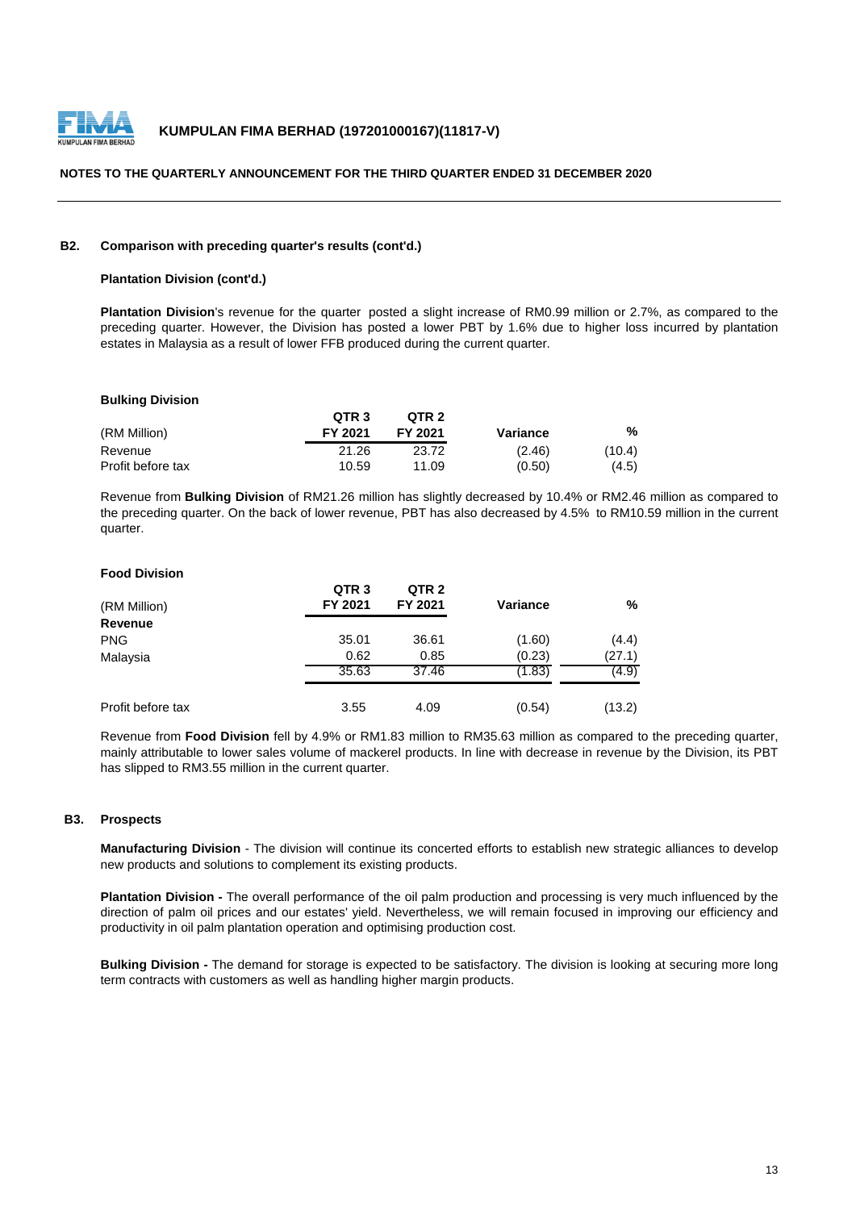### B2. Comparison with preceding quarter's results (cont'd.)

**Plantation Division (cont'd.)**

**Plantation Division**'s revenue for the quarter posted a slight increase of RM0.99 million or 2.7%, as compared to the preceding quarter. However, the Division has posted a lower PBT by 1.6% due to higher loss incurred by plantation estates in Malaysia as a result of lower FFB produced during the current quarter.

**Bulking Division**

| (RM Million) | QTR 3 FY 2021 | QTR 2 FY 2021 | Variance | % |
|---|---|---|---|---|
| Revenue | 21.26 | 23.72 | (2.46) | (10.4) |
| Profit before tax | 10.59 | 11.09 | (0.50) | (4.5) |

Revenue from **Bulking Division** of RM21.26 million has slightly decreased by 10.4% or RM2.46 million as compared to the preceding quarter. On the back of lower revenue, PBT has also decreased by 4.5% to RM10.59 million in the current quarter.

**Food Division**

| (RM Million) | QTR 3 FY 2021 | QTR 2 FY 2021 | Variance | % |
|---|---|---|---|---|
| **Revenue** | | | | |
| PNG | 35.01 | 36.61 | (1.60) | (4.4) |
| Malaysia | 0.62 | 0.85 | (0.23) | (27.1) |
| | 35.63 | 37.46 | (1.83) | (4.9) |
| Profit before tax | 3.55 | 4.09 | (0.54) | (13.2) |

Revenue from **Food Division** fell by 4.9% or RM1.83 million to RM35.63 million as compared to the preceding quarter, mainly attributable to lower sales volume of mackerel products. In line with decrease in revenue by the Division, its PBT has slipped to RM3.55 million in the current quarter.

### B3. Prospects

**Manufacturing Division** - The division will continue its concerted efforts to establish new strategic alliances to develop new products and solutions to complement its existing products.

**Plantation Division -** The overall performance of the oil palm production and processing is very much influenced by the direction of palm oil prices and our estates' yield. Nevertheless, we will remain focused in improving our efficiency and productivity in oil palm plantation operation and optimising production cost.

**Bulking Division -** The demand for storage is expected to be satisfactory. The division is looking at securing more long term contracts with customers as well as handling higher margin products.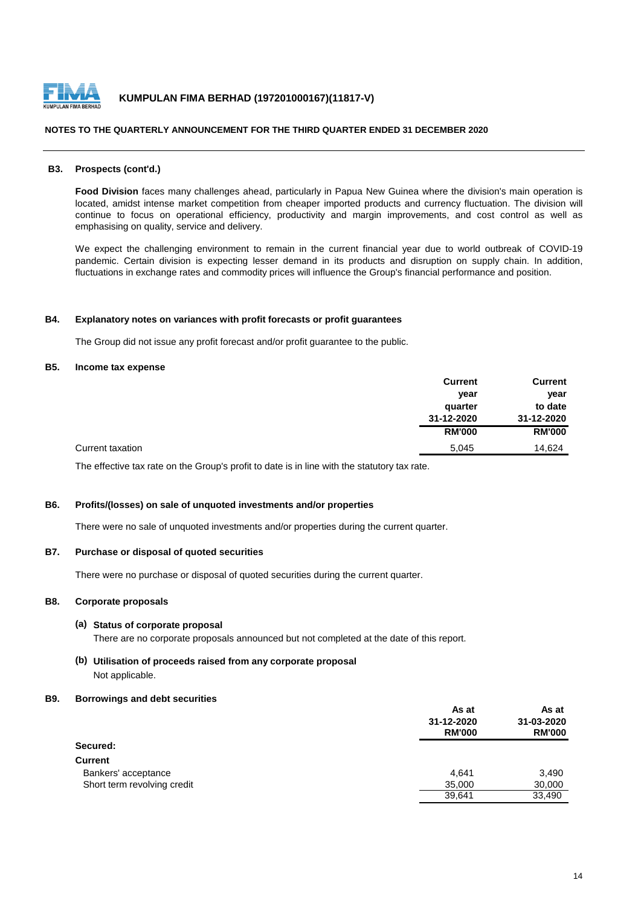KUMPULAN FIMA BERHAD (197201000167)(11817-V)

NOTES TO THE QUARTERLY ANNOUNCEMENT FOR THE THIRD QUARTER ENDED 31 DECEMBER 2020

### B3. Prospects (cont'd.)

**Food Division** faces many challenges ahead, particularly in Papua New Guinea where the division's main operation is located, amidst intense market competition from cheaper imported products and currency fluctuation. The division will continue to focus on operational efficiency, productivity and margin improvements, and cost control as well as emphasising on quality, service and delivery.

We expect the challenging environment to remain in the current financial year due to world outbreak of COVID-19 pandemic. Certain division is expecting lesser demand in its products and disruption on supply chain. In addition, fluctuations in exchange rates and commodity prices will influence the Group's financial performance and position.

### B4. Explanatory notes on variances with profit forecasts or profit guarantees

The Group did not issue any profit forecast and/or profit guarantee to the public.

### B5. Income tax expense

| | Current year quarter 31-12-2020 RM'000 | Current year to date 31-12-2020 RM'000 |
|---|---|---|
| Current taxation | 5,045 | 14,624 |

The effective tax rate on the Group's profit to date is in line with the statutory tax rate.

### B6. Profits/(losses) on sale of unquoted investments and/or properties

There were no sale of unquoted investments and/or properties during the current quarter.

### B7. Purchase or disposal of quoted securities

There were no purchase or disposal of quoted securities during the current quarter.

### B8. Corporate proposals

**(a) Status of corporate proposal**

There are no corporate proposals announced but not completed at the date of this report.

**(b) Utilisation of proceeds raised from any corporate proposal**

Not applicable.

### B9. Borrowings and debt securities

| | As at 31-12-2020 RM'000 | As at 31-03-2020 RM'000 |
|---|---|---|
| **Secured:** | | |
| **Current** | | |
| Bankers' acceptance | 4,641 | 3,490 |
| Short term revolving credit | 35,000 | 30,000 |
| | 39,641 | 33,490 |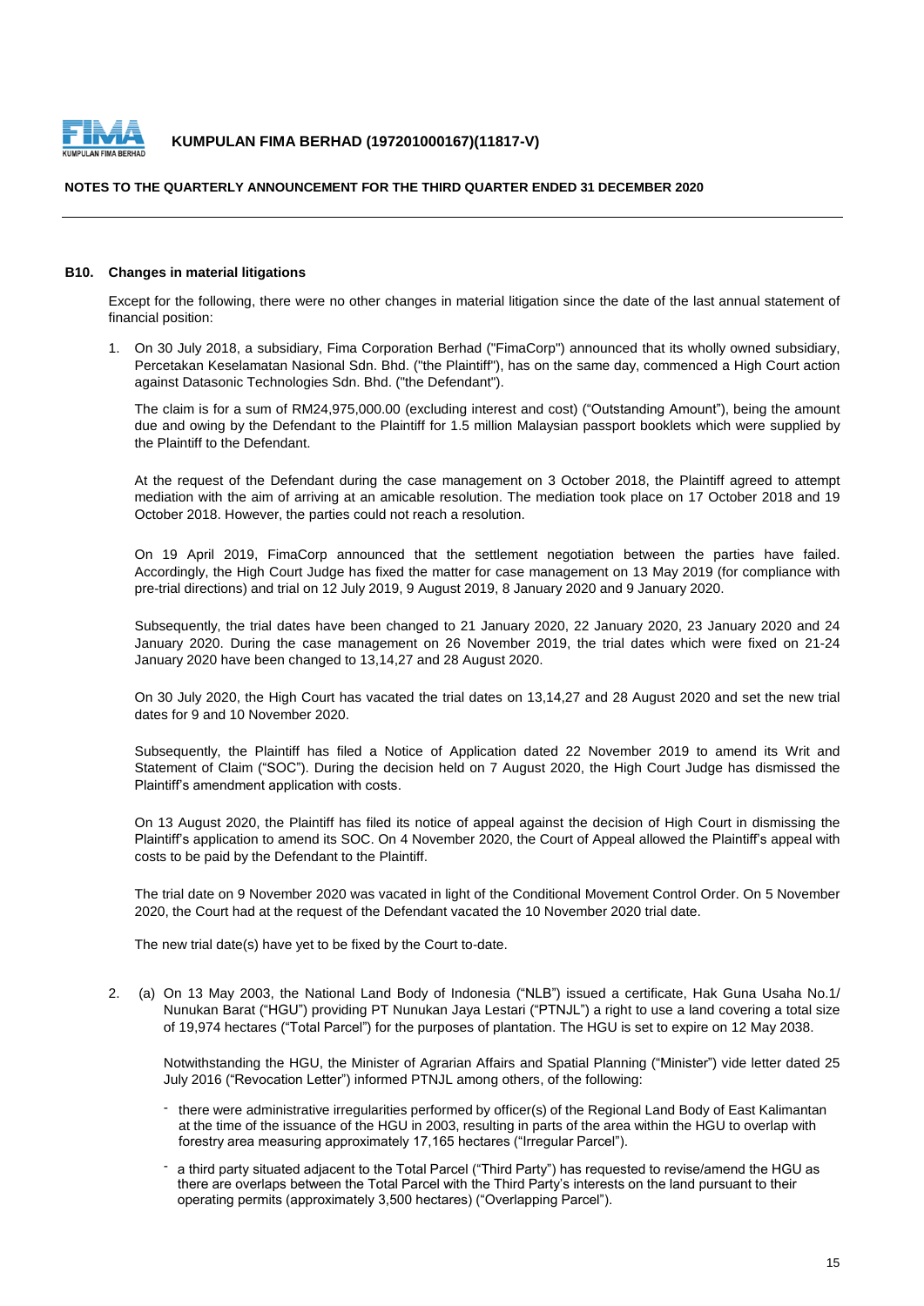### B10. Changes in material litigations

Except for the following, there were no other changes in material litigation since the date of the last annual statement of financial position:

1. On 30 July 2018, a subsidiary, Fima Corporation Berhad ("FimaCorp") announced that its wholly owned subsidiary, Percetakan Keselamatan Nasional Sdn. Bhd. ("the Plaintiff"), has on the same day, commenced a High Court action against Datasonic Technologies Sdn. Bhd. ("the Defendant").

   The claim is for a sum of RM24,975,000.00 (excluding interest and cost) ("Outstanding Amount"), being the amount due and owing by the Defendant to the Plaintiff for 1.5 million Malaysian passport booklets which were supplied by the Plaintiff to the Defendant.

   At the request of the Defendant during the case management on 3 October 2018, the Plaintiff agreed to attempt mediation with the aim of arriving at an amicable resolution. The mediation took place on 17 October 2018 and 19 October 2018. However, the parties could not reach a resolution.

   On 19 April 2019, FimaCorp announced that the settlement negotiation between the parties have failed. Accordingly, the High Court Judge has fixed the matter for case management on 13 May 2019 (for compliance with pre-trial directions) and trial on 12 July 2019, 9 August 2019, 8 January 2020 and 9 January 2020.

   Subsequently, the trial dates have been changed to 21 January 2020, 22 January 2020, 23 January 2020 and 24 January 2020. During the case management on 26 November 2019, the trial dates which were fixed on 21-24 January 2020 have been changed to 13,14,27 and 28 August 2020.

   On 30 July 2020, the High Court has vacated the trial dates on 13,14,27 and 28 August 2020 and set the new trial dates for 9 and 10 November 2020.

   Subsequently, the Plaintiff has filed a Notice of Application dated 22 November 2019 to amend its Writ and Statement of Claim ("SOC"). During the decision held on 7 August 2020, the High Court Judge has dismissed the Plaintiff's amendment application with costs.

   On 13 August 2020, the Plaintiff has filed its notice of appeal against the decision of High Court in dismissing the Plaintiff's application to amend its SOC. On 4 November 2020, the Court of Appeal allowed the Plaintiff's appeal with costs to be paid by the Defendant to the Plaintiff.

   The trial date on 9 November 2020 was vacated in light of the Conditional Movement Control Order. On 5 November 2020, the Court had at the request of the Defendant vacated the 10 November 2020 trial date.

   The new trial date(s) have yet to be fixed by the Court to-date.

2. (a) On 13 May 2003, the National Land Body of Indonesia ("NLB") issued a certificate, Hak Guna Usaha No.1/ Nunukan Barat ("HGU") providing PT Nunukan Jaya Lestari ("PTNJL") a right to use a land covering a total size of 19,974 hectares ("Total Parcel") for the purposes of plantation. The HGU is set to expire on 12 May 2038.

   Notwithstanding the HGU, the Minister of Agrarian Affairs and Spatial Planning ("Minister") vide letter dated 25 July 2016 ("Revocation Letter") informed PTNJL among others, of the following:

   - there were administrative irregularities performed by officer(s) of the Regional Land Body of East Kalimantan at the time of the issuance of the HGU in 2003, resulting in parts of the area within the HGU to overlap with forestry area measuring approximately 17,165 hectares ("Irregular Parcel").
   - a third party situated adjacent to the Total Parcel ("Third Party") has requested to revise/amend the HGU as there are overlaps between the Total Parcel with the Third Party's interests on the land pursuant to their operating permits (approximately 3,500 hectares) ("Overlapping Parcel").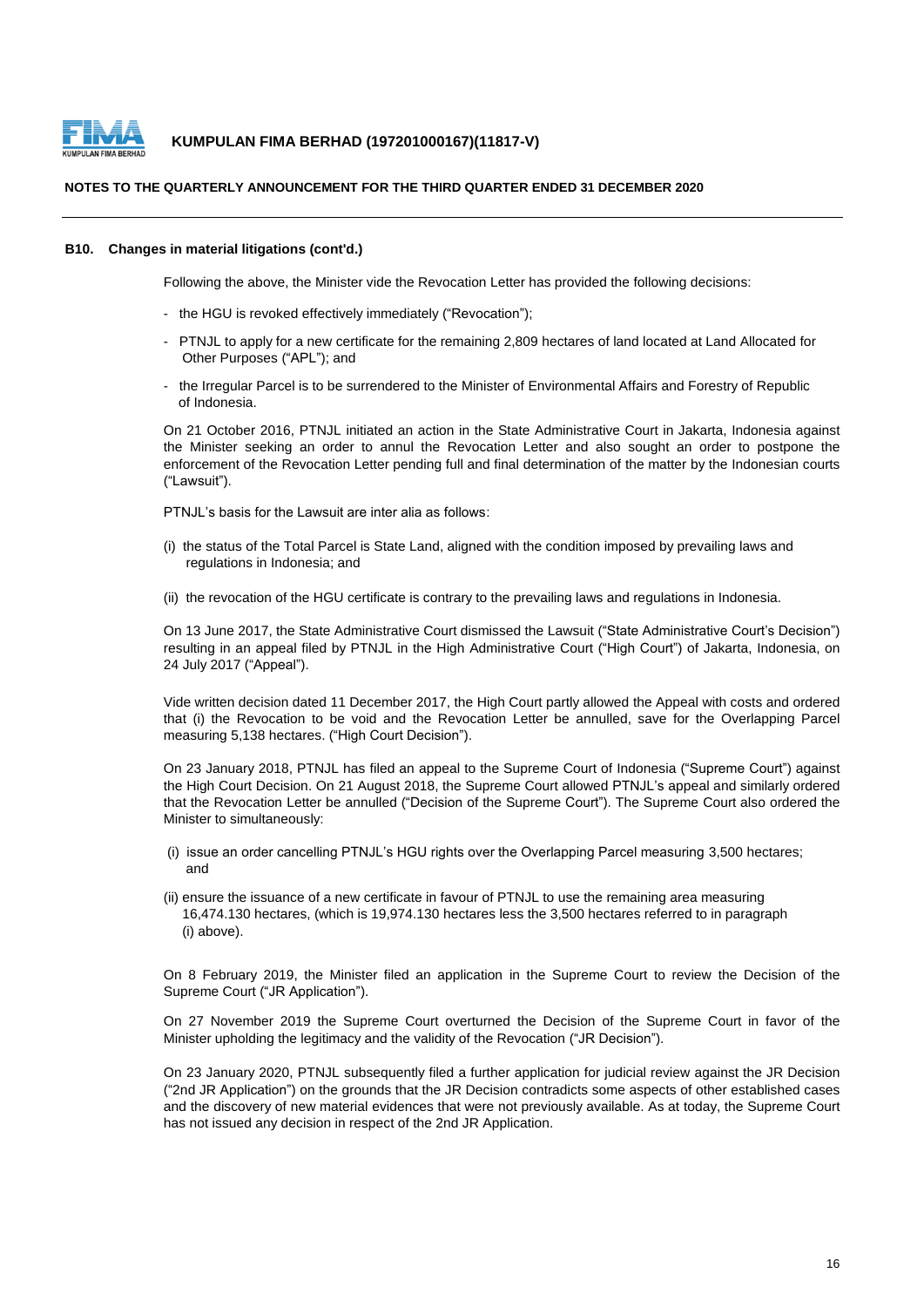### B10. Changes in material litigations (cont'd.)

Following the above, the Minister vide the Revocation Letter has provided the following decisions:

- the HGU is revoked effectively immediately ("Revocation");
- PTNJL to apply for a new certificate for the remaining 2,809 hectares of land located at Land Allocated for Other Purposes ("APL"); and
- the Irregular Parcel is to be surrendered to the Minister of Environmental Affairs and Forestry of Republic of Indonesia.

On 21 October 2016, PTNJL initiated an action in the State Administrative Court in Jakarta, Indonesia against the Minister seeking an order to annul the Revocation Letter and also sought an order to postpone the enforcement of the Revocation Letter pending full and final determination of the matter by the Indonesian courts ("Lawsuit").

PTNJL's basis for the Lawsuit are inter alia as follows:

(i) the status of the Total Parcel is State Land, aligned with the condition imposed by prevailing laws and regulations in Indonesia; and

(ii) the revocation of the HGU certificate is contrary to the prevailing laws and regulations in Indonesia.

On 13 June 2017, the State Administrative Court dismissed the Lawsuit ("State Administrative Court's Decision") resulting in an appeal filed by PTNJL in the High Administrative Court ("High Court") of Jakarta, Indonesia, on 24 July 2017 ("Appeal").

Vide written decision dated 11 December 2017, the High Court partly allowed the Appeal with costs and ordered that (i) the Revocation to be void and the Revocation Letter be annulled, save for the Overlapping Parcel measuring 5,138 hectares. ("High Court Decision").

On 23 January 2018, PTNJL has filed an appeal to the Supreme Court of Indonesia ("Supreme Court") against the High Court Decision. On 21 August 2018, the Supreme Court allowed PTNJL's appeal and similarly ordered that the Revocation Letter be annulled ("Decision of the Supreme Court"). The Supreme Court also ordered the Minister to simultaneously:

(i) issue an order cancelling PTNJL's HGU rights over the Overlapping Parcel measuring 3,500 hectares; and

(ii) ensure the issuance of a new certificate in favour of PTNJL to use the remaining area measuring 16,474.130 hectares, (which is 19,974.130 hectares less the 3,500 hectares referred to in paragraph (i) above).

On 8 February 2019, the Minister filed an application in the Supreme Court to review the Decision of the Supreme Court ("JR Application").

On 27 November 2019 the Supreme Court overturned the Decision of the Supreme Court in favor of the Minister upholding the legitimacy and the validity of the Revocation ("JR Decision").

On 23 January 2020, PTNJL subsequently filed a further application for judicial review against the JR Decision ("2nd JR Application") on the grounds that the JR Decision contradicts some aspects of other established cases and the discovery of new material evidences that were not previously available. As at today, the Supreme Court has not issued any decision in respect of the 2nd JR Application.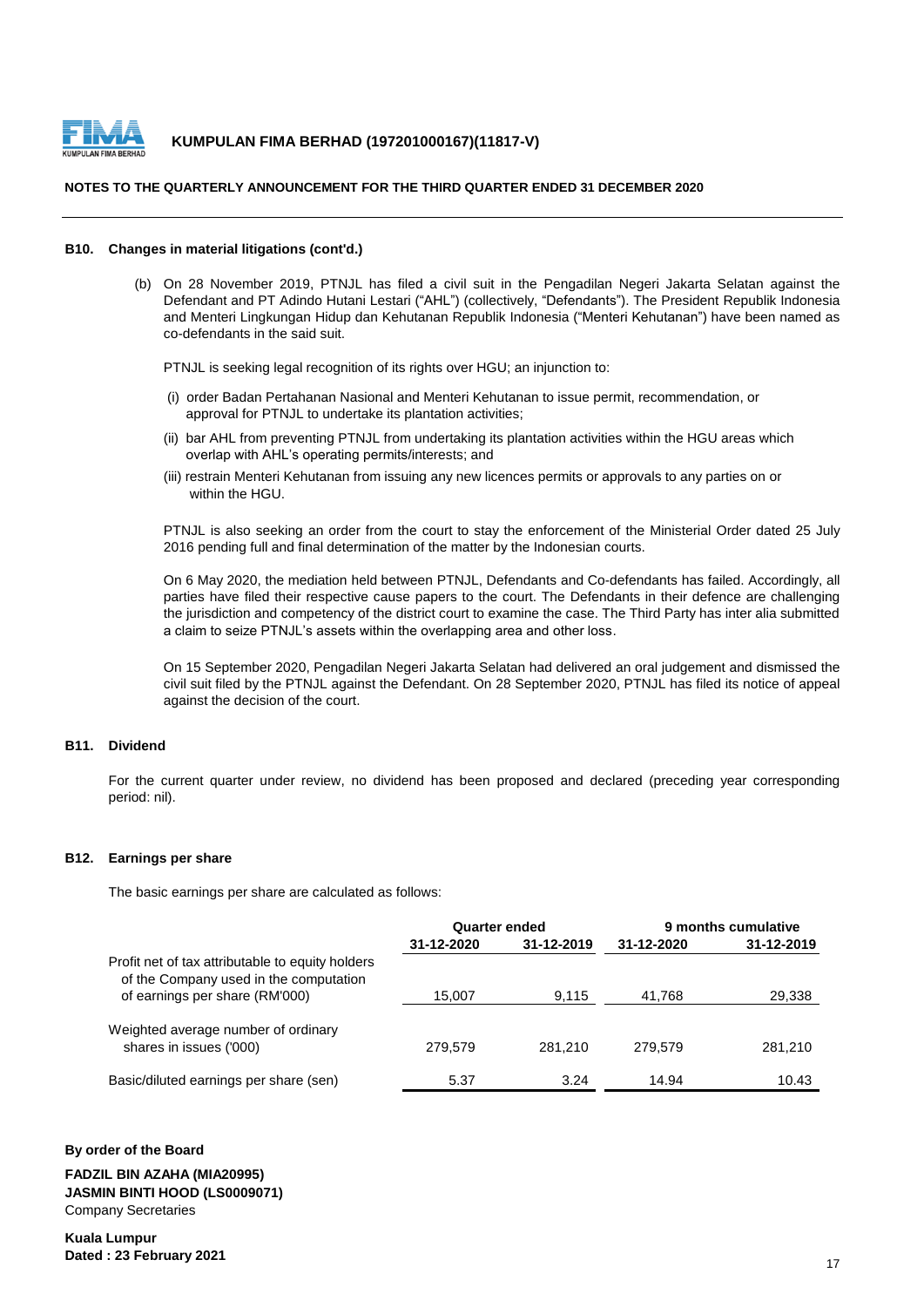#### B10. Changes in material litigations (cont'd.)

(b) On 28 November 2019, PTNJL has filed a civil suit in the Pengadilan Negeri Jakarta Selatan against the Defendant and PT Adindo Hutani Lestari ("AHL") (collectively, "Defendants"). The President Republik Indonesia and Menteri Lingkungan Hidup dan Kehutanan Republik Indonesia ("Menteri Kehutanan") have been named as co-defendants in the said suit.

PTNJL is seeking legal recognition of its rights over HGU; an injunction to:

(i) order Badan Pertahanan Nasional and Menteri Kehutanan to issue permit, recommendation, or approval for PTNJL to undertake its plantation activities;

(ii) bar AHL from preventing PTNJL from undertaking its plantation activities within the HGU areas which overlap with AHL's operating permits/interests; and

(iii) restrain Menteri Kehutanan from issuing any new licences permits or approvals to any parties on or within the HGU.

PTNJL is also seeking an order from the court to stay the enforcement of the Ministerial Order dated 25 July 2016 pending full and final determination of the matter by the Indonesian courts.

On 6 May 2020, the mediation held between PTNJL, Defendants and Co-defendants has failed. Accordingly, all parties have filed their respective cause papers to the court. The Defendants in their defence are challenging the jurisdiction and competency of the district court to examine the case. The Third Party has inter alia submitted a claim to seize PTNJL's assets within the overlapping area and other loss.

On 15 September 2020, Pengadilan Negeri Jakarta Selatan had delivered an oral judgement and dismissed the civil suit filed by the PTNJL against the Defendant. On 28 September 2020, PTNJL has filed its notice of appeal against the decision of the court.

#### B11. Dividend

For the current quarter under review, no dividend has been proposed and declared (preceding year corresponding period: nil).

#### B12. Earnings per share

The basic earnings per share are calculated as follows:

| | Quarter ended | | 9 months cumulative | |
|---|---|---|---|---|
| | 31-12-2020 | 31-12-2019 | 31-12-2020 | 31-12-2019 |
| Profit net of tax attributable to equity holders of the Company used in the computation of earnings per share (RM'000) | 15,007 | 9,115 | 41,768 | 29,338 |
| Weighted average number of ordinary shares in issues ('000) | 279,579 | 281,210 | 279,579 | 281,210 |
| Basic/diluted earnings per share (sen) | 5.37 | 3.24 | 14.94 | 10.43 |

**By order of the Board**

**FADZIL BIN AZAHA (MIA20995)**
**JASMIN BINTI HOOD (LS0009071)**
Company Secretaries

**Kuala Lumpur**
**Dated : 23 February 2021**